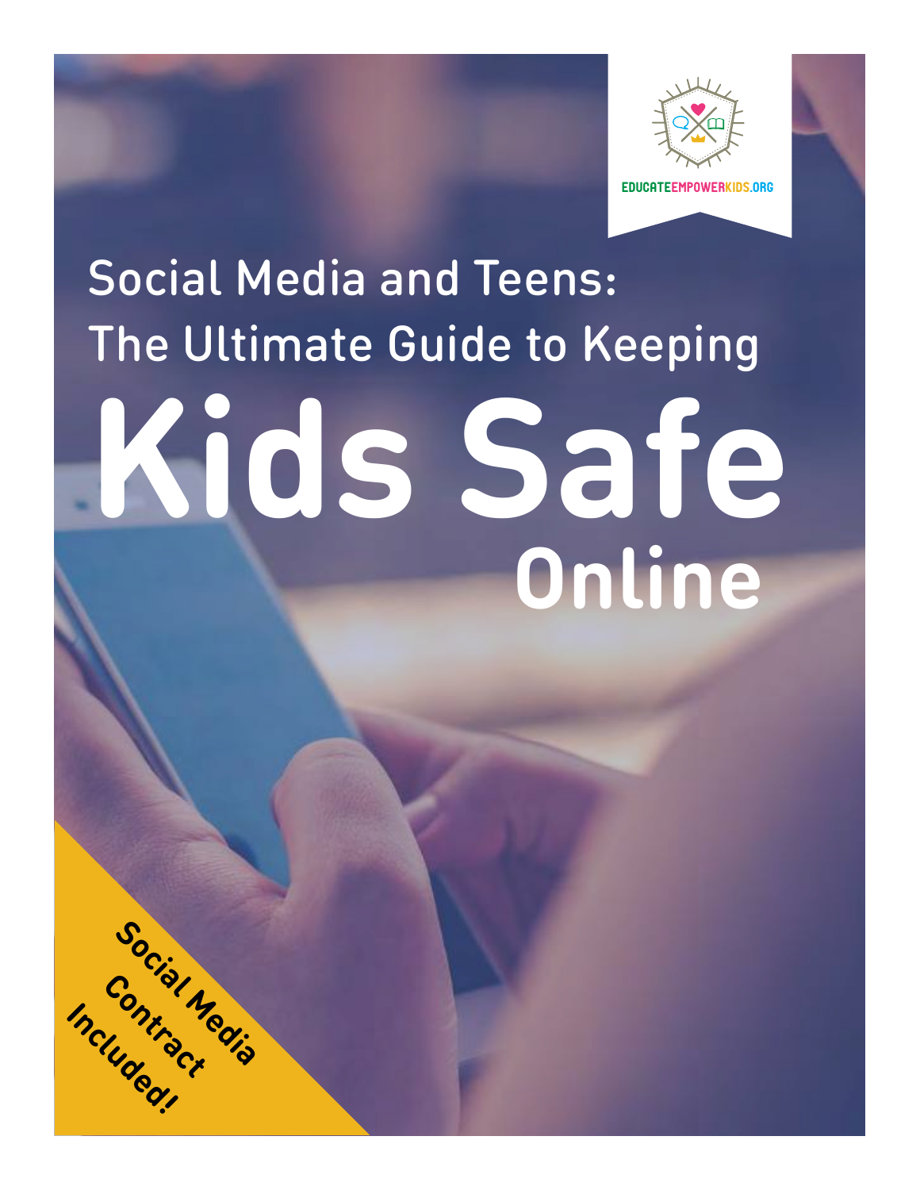EDUCATEEMPOWERKIDS.ORG

# Social Media and Teens: The Ultimate Guide to Keeping Kids Safe Online

**Social Media Contract Included!**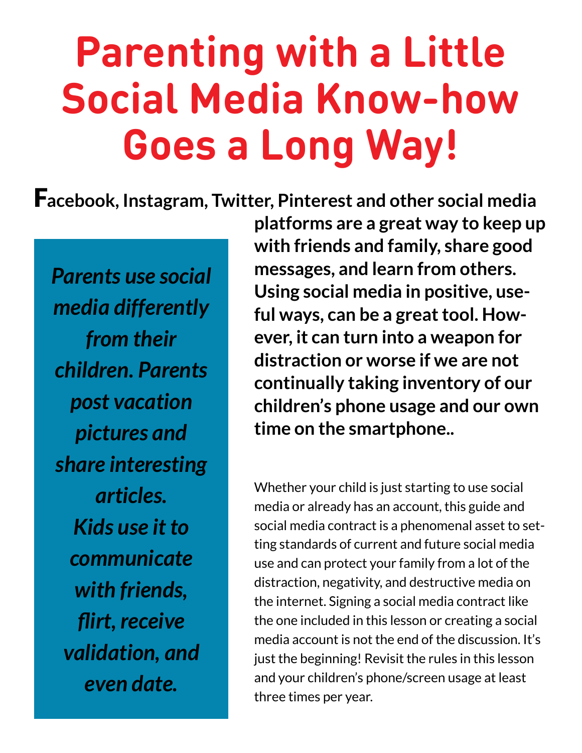# Parenting with a Little Social Media Know-how Goes a Long Way!

**Facebook, Instagram, Twitter, Pinterest and other social media platforms are a great way to keep up with friends and family, share good messages, and learn from others. Using social media in positive, useful ways, can be a great tool. However, it can turn into a weapon for distraction or worse if we are not continually taking inventory of our children's phone usage and our own time on the smartphone..**

***Parents use social media differently from their children. Parents post vacation pictures and share interesting articles. Kids use it to communicate with friends, flirt, receive validation, and even date.***

Whether your child is just starting to use social media or already has an account, this guide and social media contract is a phenomenal asset to setting standards of current and future social media use and can protect your family from a lot of the distraction, negativity, and destructive media on the internet. Signing a social media contract like the one included in this lesson or creating a social media account is not the end of the discussion. It's just the beginning! Revisit the rules in this lesson and your children's phone/screen usage at least three times per year.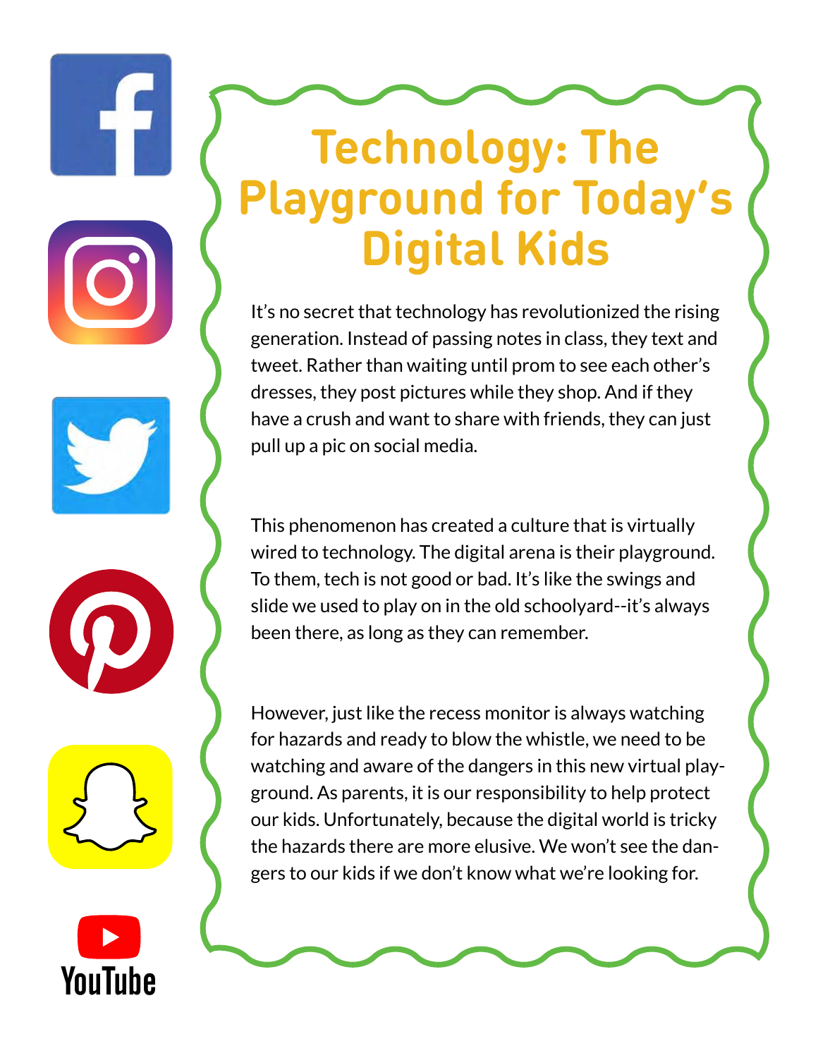# Technology: The Playground for Today's Digital Kids

It's no secret that technology has revolutionized the rising generation. Instead of passing notes in class, they text and tweet. Rather than waiting until prom to see each other's dresses, they post pictures while they shop. And if they have a crush and want to share with friends, they can just pull up a pic on social media.

This phenomenon has created a culture that is virtually wired to technology. The digital arena is their playground. To them, tech is not good or bad. It's like the swings and slide we used to play on in the old schoolyard--it's always been there, as long as they can remember.

However, just like the recess monitor is always watching for hazards and ready to blow the whistle, we need to be watching and aware of the dangers in this new virtual playground. As parents, it is our responsibility to help protect our kids. Unfortunately, because the digital world is tricky the hazards there are more elusive. We won't see the dangers to our kids if we don't know what we're looking for.

YouTube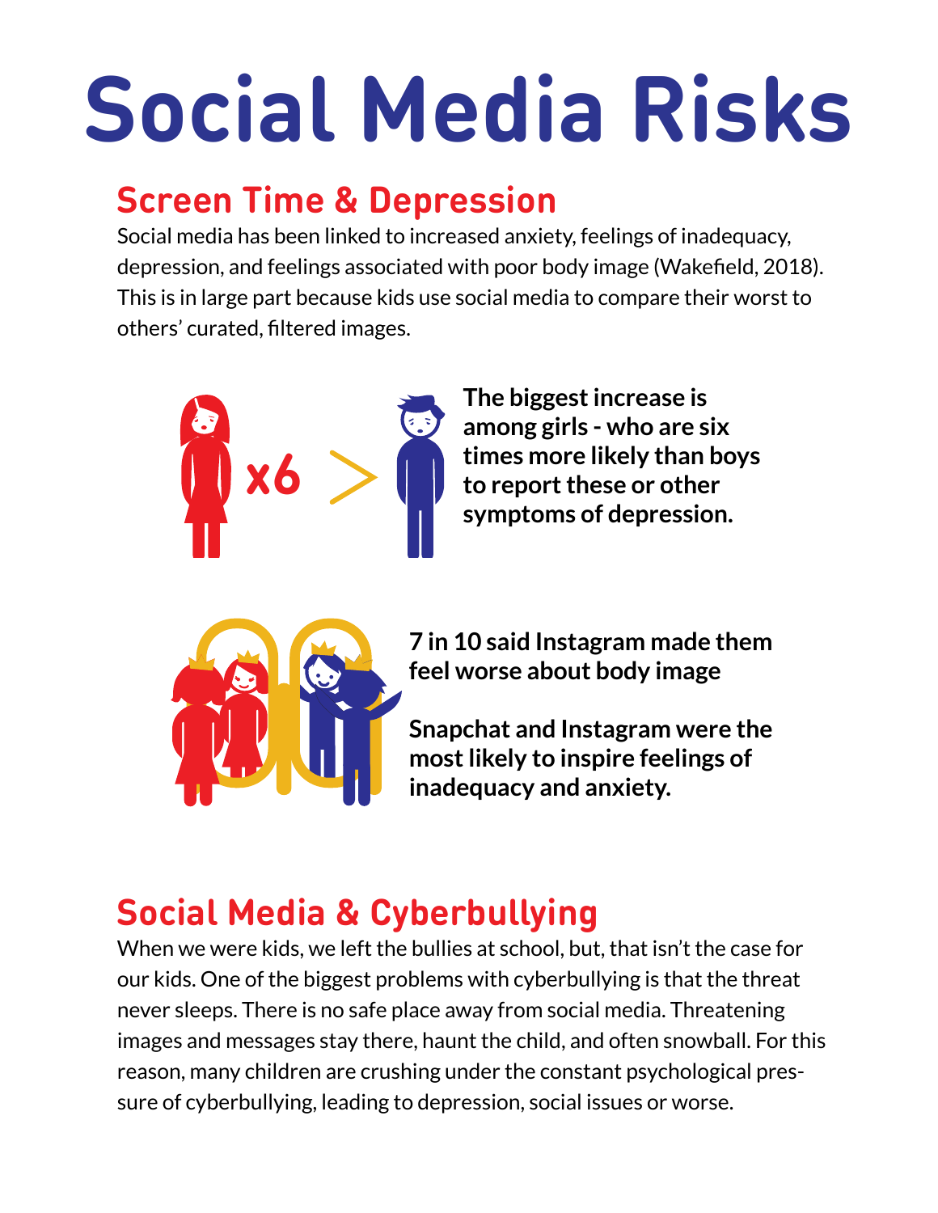# Social Media Risks

## Screen Time & Depression

Social media has been linked to increased anxiety, feelings of inadequacy, depression, and feelings associated with poor body image (Wakefield, 2018). This is in large part because kids use social media to compare their worst to others' curated, filtered images.

x6 >

**The biggest increase is among girls - who are six times more likely than boys to report these or other symptoms of depression.**

**7 in 10 said Instagram made them feel worse about body image**

**Snapchat and Instagram were the most likely to inspire feelings of inadequacy and anxiety.**

## Social Media & Cyberbullying

When we were kids, we left the bullies at school, but, that isn't the case for our kids. One of the biggest problems with cyberbullying is that the threat never sleeps. There is no safe place away from social media. Threatening images and messages stay there, haunt the child, and often snowball. For this reason, many children are crushing under the constant psychological pressure of cyberbullying, leading to depression, social issues or worse.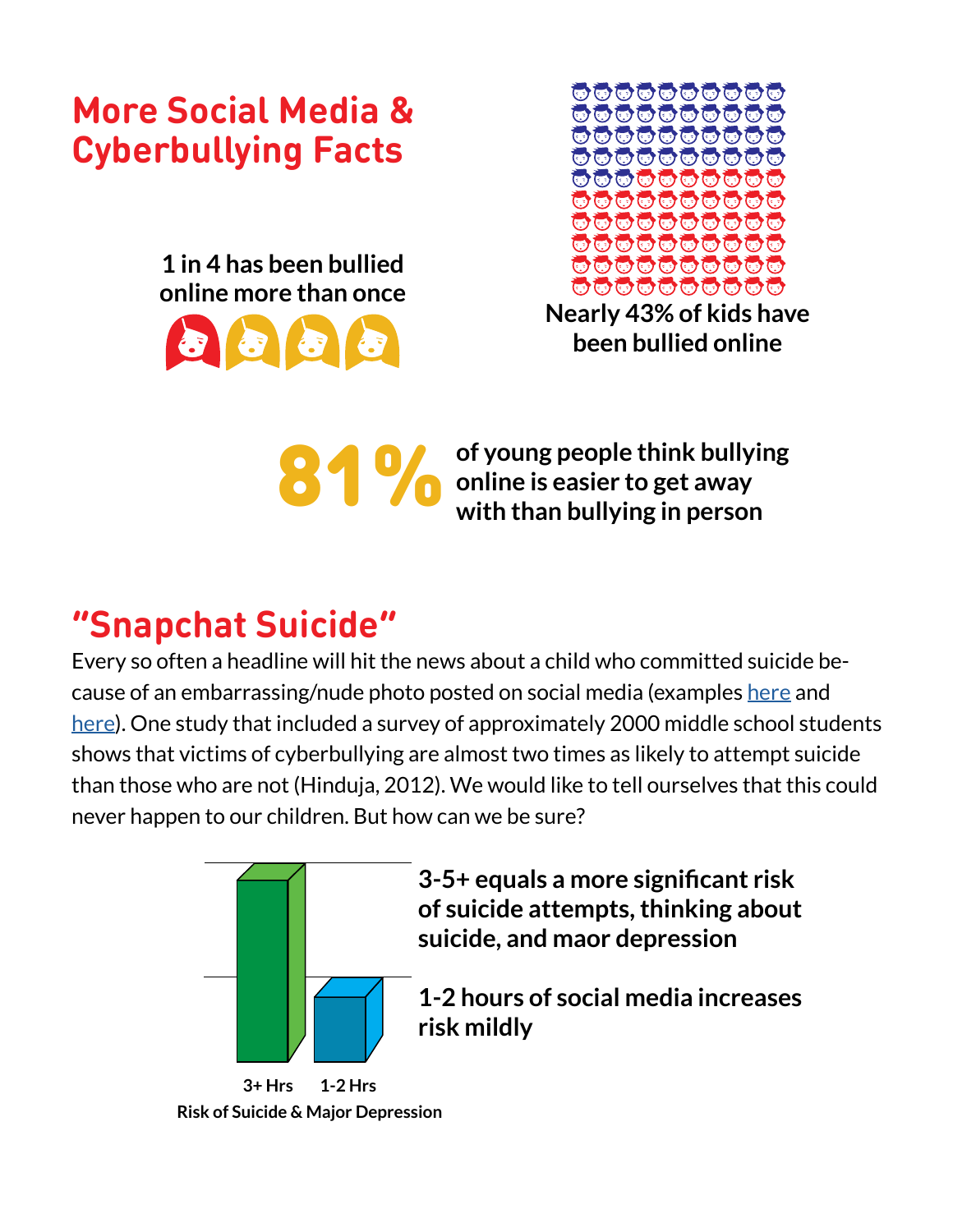# More Social Media & Cyberbullying Facts

**1 in 4 has been bullied online more than once**

**Nearly 43% of kids have been bullied online**

**81%** **of young people think bullying online is easier to get away with than bullying in person**

## "Snapchat Suicide"

Every so often a headline will hit the news about a child who committed suicide because of an embarrassing/nude photo posted on social media (examples here and here). One study that included a survey of approximately 2000 middle school students shows that victims of cyberbullying are almost two times as likely to attempt suicide than those who are not (Hinduja, 2012). We would like to tell ourselves that this could never happen to our children. But how can we be sure?

**3-5+ equals a more significant risk of suicide attempts, thinking about suicide, and maor depression**

**1-2 hours of social media increases risk mildly**

3+ Hrs 1-2 Hrs

**Risk of Suicide & Major Depression**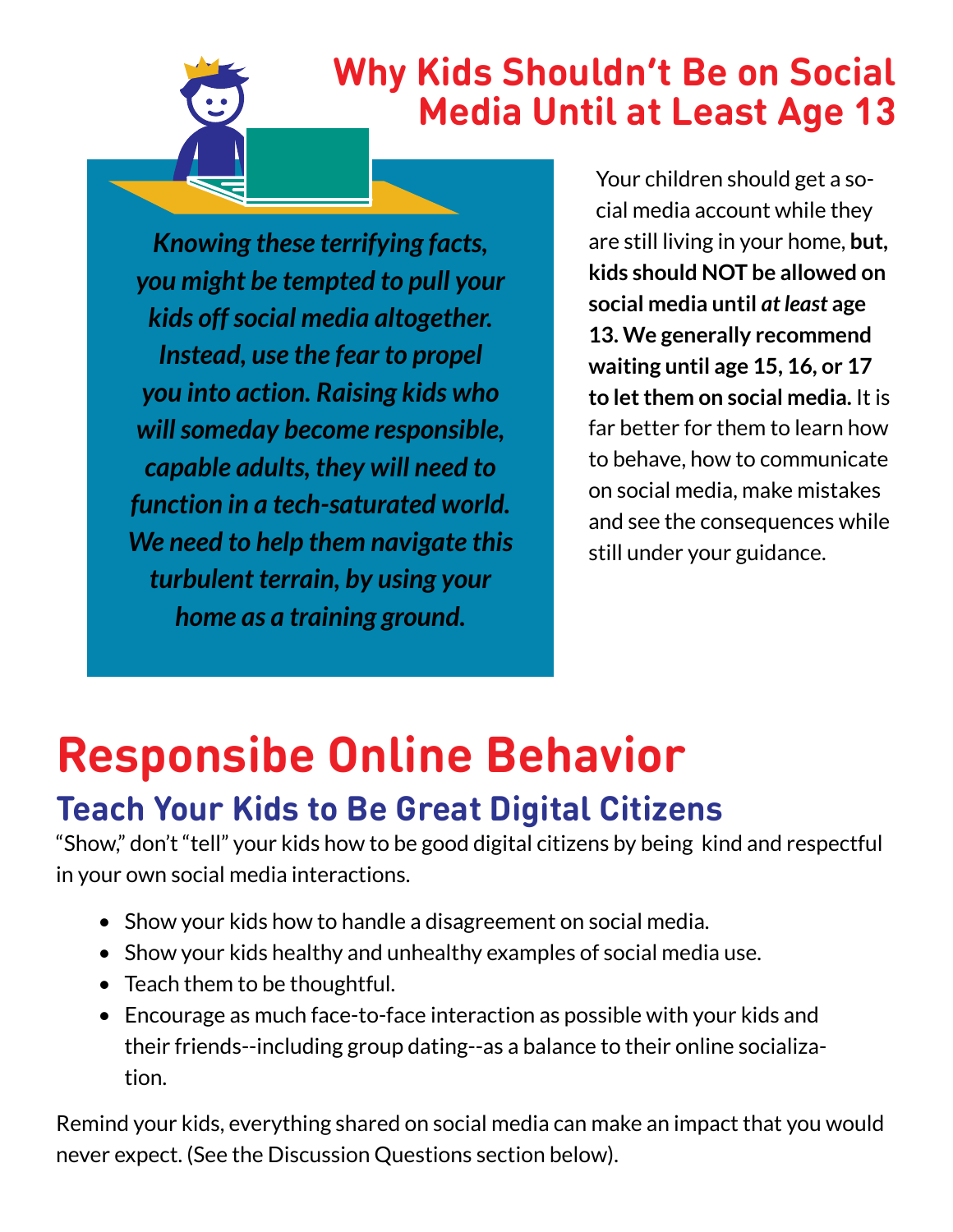# Why Kids Shouldn't Be on Social Media Until at Least Age 13

***Knowing these terrifying facts, you might be tempted to pull your kids off social media altogether. Instead, use the fear to propel you into action. Raising kids who will someday become responsible, capable adults, they will need to function in a tech-saturated world. We need to help them navigate this turbulent terrain, by using your home as a training ground.***

Your children should get a social media account while they are still living in your home, **but, kids should NOT be allowed on social media until *at least* age 13. We generally recommend waiting until age 15, 16, or 17 to let them on social media.** It is far better for them to learn how to behave, how to communicate on social media, make mistakes and see the consequences while still under your guidance.

# Responsibe Online Behavior

## Teach Your Kids to Be Great Digital Citizens

"Show," don't "tell" your kids how to be good digital citizens by being kind and respectful in your own social media interactions.

- Show your kids how to handle a disagreement on social media.
- Show your kids healthy and unhealthy examples of social media use.
- Teach them to be thoughtful.
- Encourage as much face-to-face interaction as possible with your kids and their friends--including group dating--as a balance to their online socialization.

Remind your kids, everything shared on social media can make an impact that you would never expect. (See the Discussion Questions section below).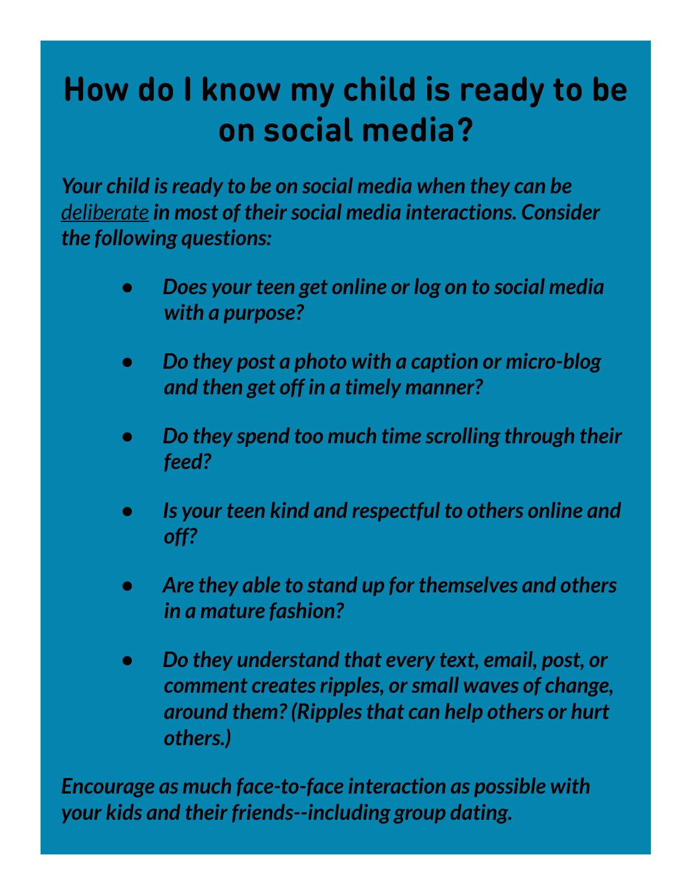# How do I know my child is ready to be on social media?

***Your child is ready to be on social media when they can be** <u>deliberate</u> **in most of their social media interactions. Consider the following questions:***

- ***Does your teen get online or log on to social media with a purpose?***
- ***Do they post a photo with a caption or micro-blog and then get off in a timely manner?***
- ***Do they spend too much time scrolling through their feed?***
- ***Is your teen kind and respectful to others online and off?***
- ***Are they able to stand up for themselves and others in a mature fashion?***
- ***Do they understand that every text, email, post, or comment creates ripples, or small waves of change, around them? (Ripples that can help others or hurt others.)***

***Encourage as much face-to-face interaction as possible with your kids and their friends--including group dating.***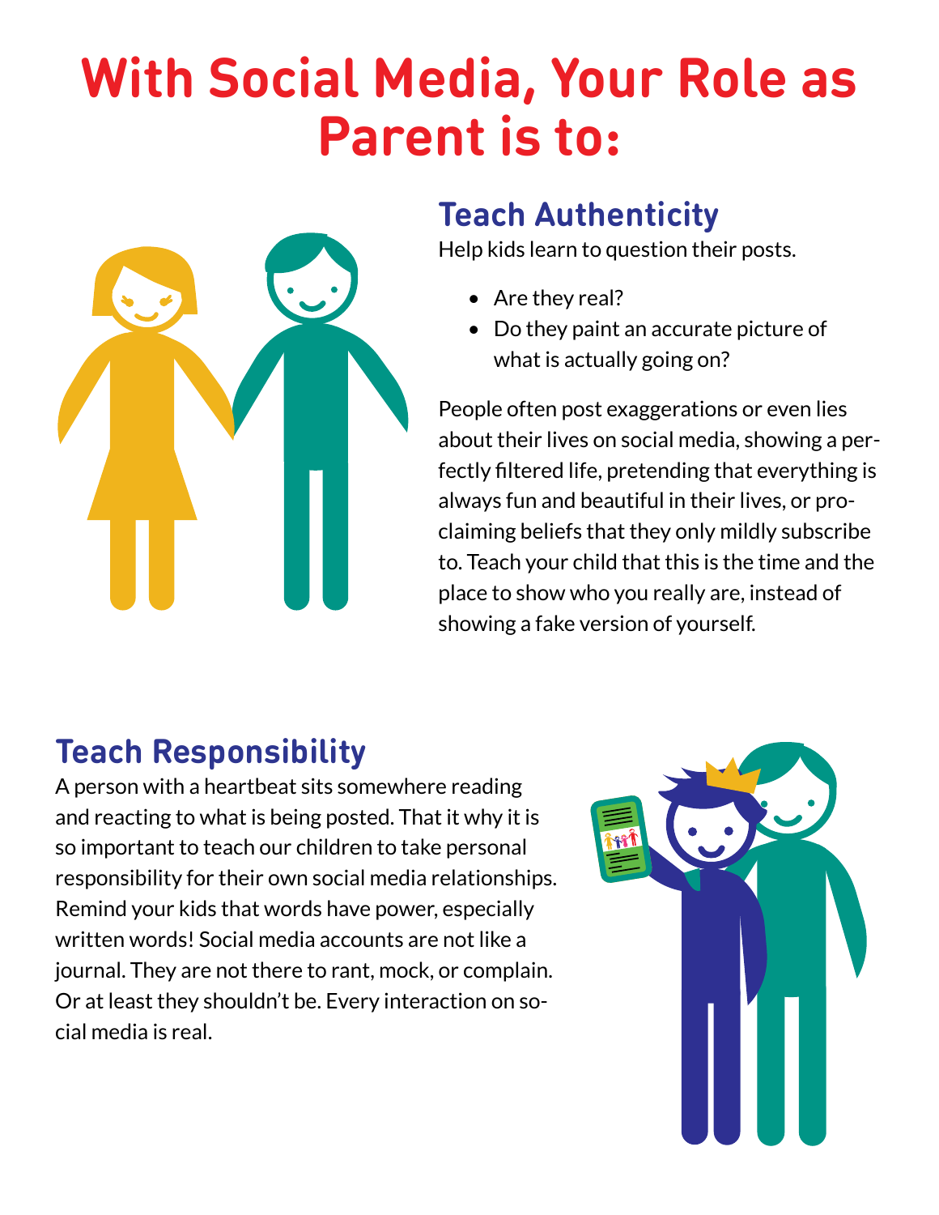# With Social Media, Your Role as Parent is to:

## Teach Authenticity

Help kids learn to question their posts.

- Are they real?
- Do they paint an accurate picture of what is actually going on?

People often post exaggerations or even lies about their lives on social media, showing a perfectly filtered life, pretending that everything is always fun and beautiful in their lives, or proclaiming beliefs that they only mildly subscribe to. Teach your child that this is the time and the place to show who you really are, instead of showing a fake version of yourself.

## Teach Responsibility

A person with a heartbeat sits somewhere reading and reacting to what is being posted. That it why it is so important to teach our children to take personal responsibility for their own social media relationships. Remind your kids that words have power, especially written words! Social media accounts are not like a journal. They are not there to rant, mock, or complain. Or at least they shouldn't be. Every interaction on social media is real.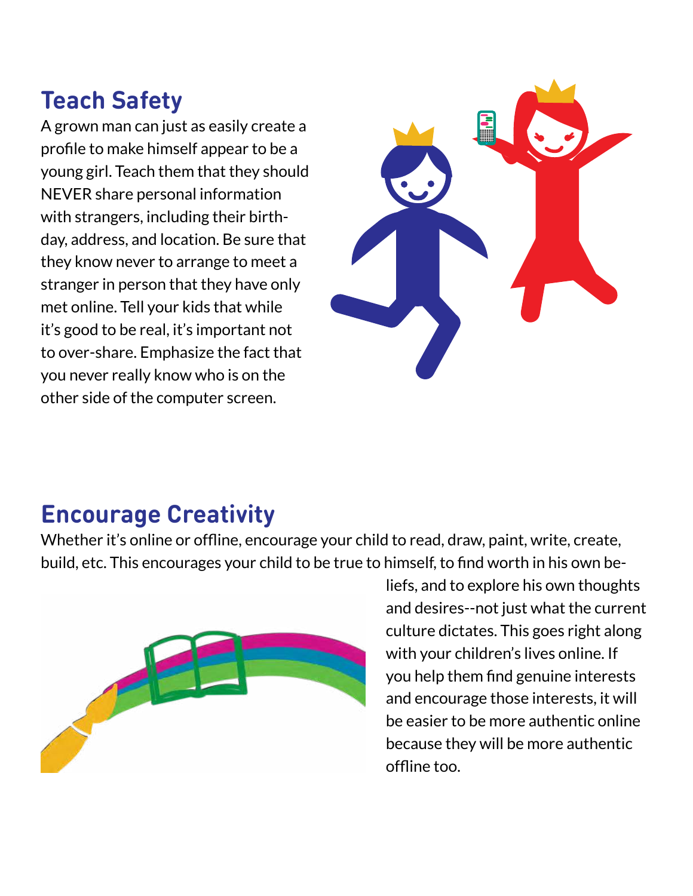## Teach Safety

A grown man can just as easily create a profile to make himself appear to be a young girl. Teach them that they should NEVER share personal information with strangers, including their birthday, address, and location. Be sure that they know never to arrange to meet a stranger in person that they have only met online. Tell your kids that while it's good to be real, it's important not to over-share. Emphasize the fact that you never really know who is on the other side of the computer screen.

## Encourage Creativity

Whether it's online or offline, encourage your child to read, draw, paint, write, create, build, etc. This encourages your child to be true to himself, to find worth in his own beliefs, and to explore his own thoughts and desires--not just what the current culture dictates. This goes right along with your children's lives online. If you help them find genuine interests and encourage those interests, it will be easier to be more authentic online because they will be more authentic offline too.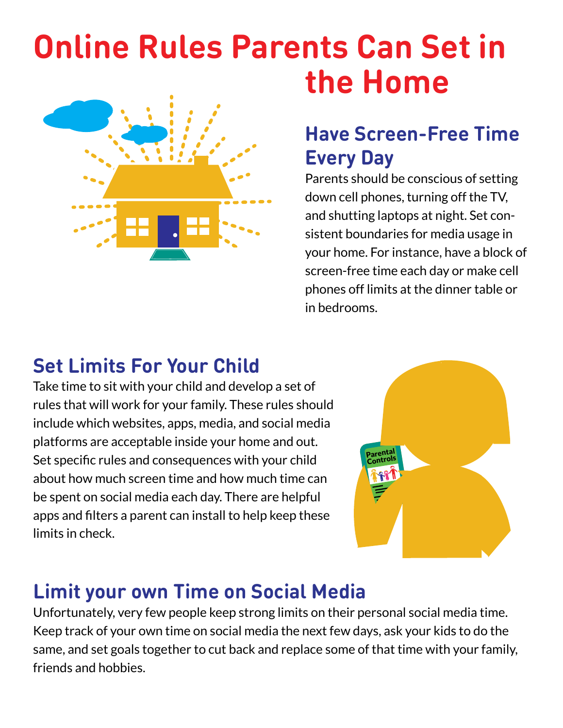# Online Rules Parents Can Set in the Home

## Have Screen-Free Time Every Day

Parents should be conscious of setting down cell phones, turning off the TV, and shutting laptops at night. Set consistent boundaries for media usage in your home. For instance, have a block of screen-free time each day or make cell phones off limits at the dinner table or in bedrooms.

## Set Limits For Your Child

Take time to sit with your child and develop a set of rules that will work for your family. These rules should include which websites, apps, media, and social media platforms are acceptable inside your home and out. Set specific rules and consequences with your child about how much screen time and how much time can be spent on social media each day. There are helpful apps and filters a parent can install to help keep these limits in check.

## Limit your own Time on Social Media

Unfortunately, very few people keep strong limits on their personal social media time. Keep track of your own time on social media the next few days, ask your kids to do the same, and set goals together to cut back and replace some of that time with your family, friends and hobbies.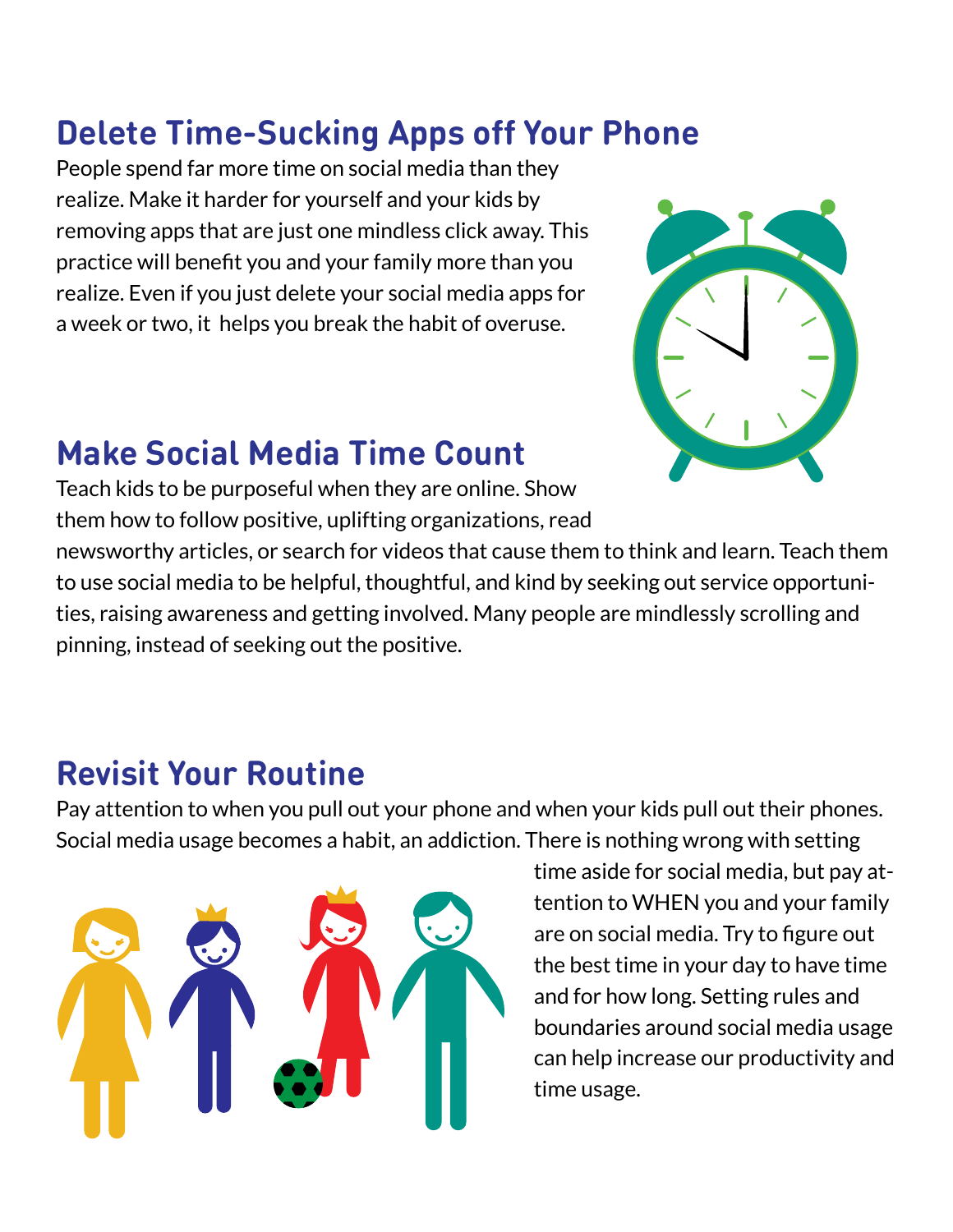## Delete Time-Sucking Apps off Your Phone

People spend far more time on social media than they realize. Make it harder for yourself and your kids by removing apps that are just one mindless click away. This practice will benefit you and your family more than you realize. Even if you just delete your social media apps for a week or two, it helps you break the habit of overuse.

## Make Social Media Time Count

Teach kids to be purposeful when they are online. Show them how to follow positive, uplifting organizations, read newsworthy articles, or search for videos that cause them to think and learn. Teach them to use social media to be helpful, thoughtful, and kind by seeking out service opportunities, raising awareness and getting involved. Many people are mindlessly scrolling and pinning, instead of seeking out the positive.

## Revisit Your Routine

Pay attention to when you pull out your phone and when your kids pull out their phones. Social media usage becomes a habit, an addiction. There is nothing wrong with setting time aside for social media, but pay attention to WHEN you and your family are on social media. Try to figure out the best time in your day to have time and for how long. Setting rules and boundaries around social media usage can help increase our productivity and time usage.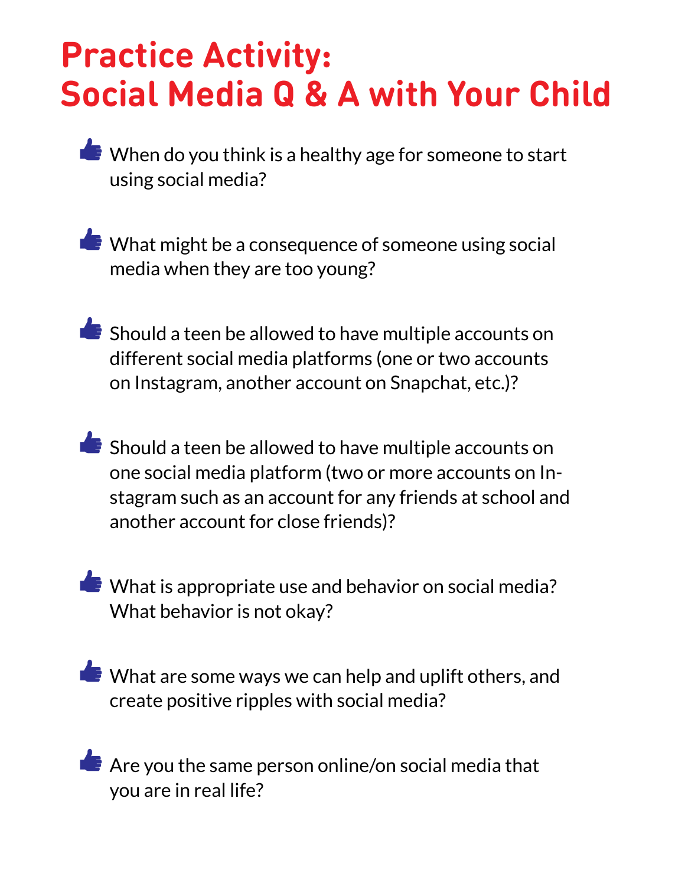# Practice Activity: Social Media Q & A with Your Child

- When do you think is a healthy age for someone to start using social media?
- What might be a consequence of someone using social media when they are too young?
- Should a teen be allowed to have multiple accounts on different social media platforms (one or two accounts on Instagram, another account on Snapchat, etc.)?
- Should a teen be allowed to have multiple accounts on one social media platform (two or more accounts on Instagram such as an account for any friends at school and another account for close friends)?
- What is appropriate use and behavior on social media? What behavior is not okay?
- What are some ways we can help and uplift others, and create positive ripples with social media?
- Are you the same person online/on social media that you are in real life?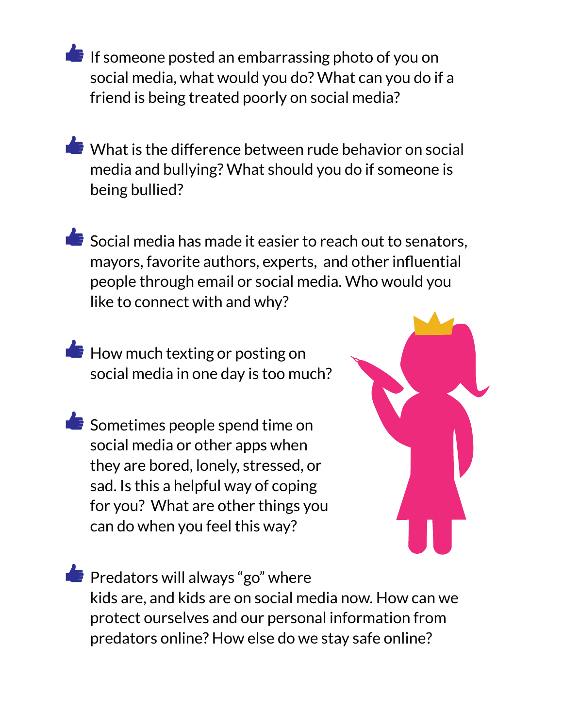- If someone posted an embarrassing photo of you on social media, what would you do? What can you do if a friend is being treated poorly on social media?

- What is the difference between rude behavior on social media and bullying? What should you do if someone is being bullied?

- Social media has made it easier to reach out to senators, mayors, favorite authors, experts, and other influential people through email or social media. Who would you like to connect with and why?

- How much texting or posting on social media in one day is too much?

- Sometimes people spend time on social media or other apps when they are bored, lonely, stressed, or sad. Is this a helpful way of coping for you? What are other things you can do when you feel this way?

- Predators will always "go" where kids are, and kids are on social media now. How can we protect ourselves and our personal information from predators online? How else do we stay safe online?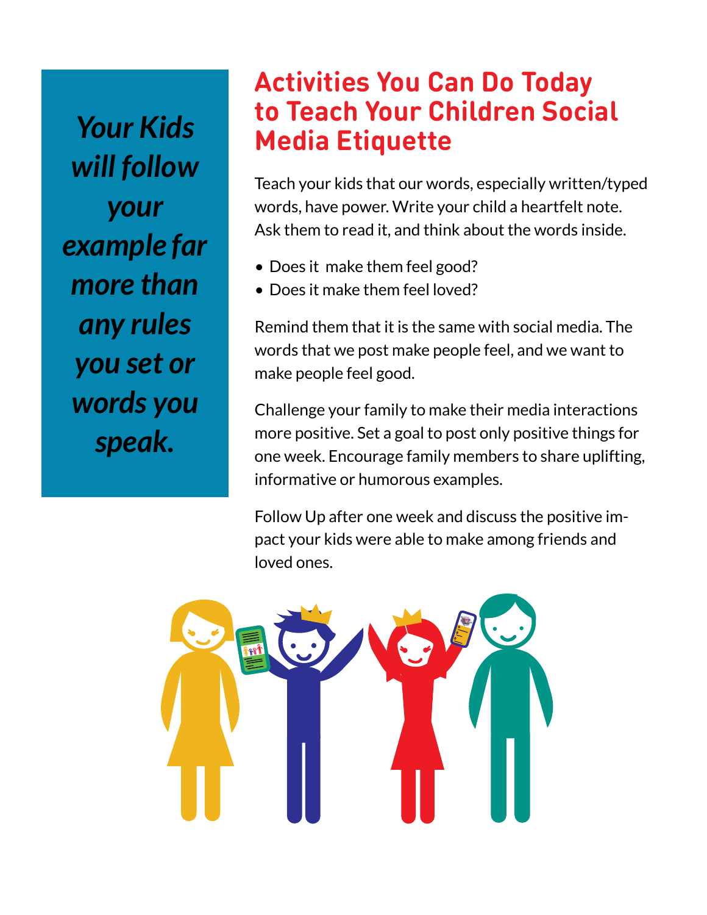*Your Kids will follow your example far more than any rules you set or words you speak.*

# Activities You Can Do Today to Teach Your Children Social Media Etiquette

Teach your kids that our words, especially written/typed words, have power. Write your child a heartfelt note. Ask them to read it, and think about the words inside.

- Does it make them feel good?
- Does it make them feel loved?

Remind them that it is the same with social media. The words that we post make people feel, and we want to make people feel good.

Challenge your family to make their media interactions more positive. Set a goal to post only positive things for one week. Encourage family members to share uplifting, informative or humorous examples.

Follow Up after one week and discuss the positive impact your kids were able to make among friends and loved ones.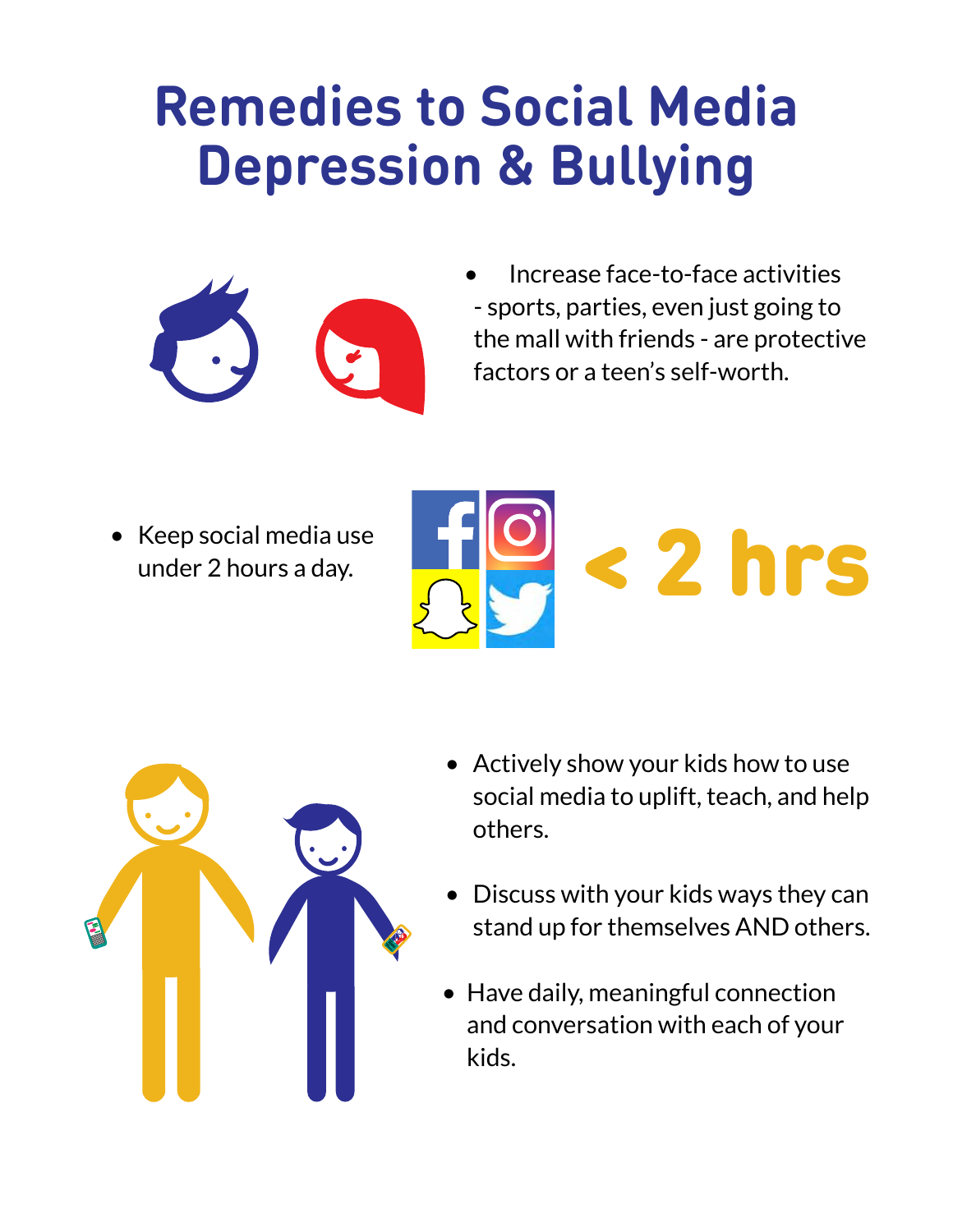# Remedies to Social Media Depression & Bullying

- Increase face-to-face activities - sports, parties, even just going to the mall with friends - are protective factors or a teen's self-worth.

- Keep social media use under 2 hours a day.

< 2 hrs

- Actively show your kids how to use social media to uplift, teach, and help others.

- Discuss with your kids ways they can stand up for themselves AND others.

- Have daily, meaningful connection and conversation with each of your kids.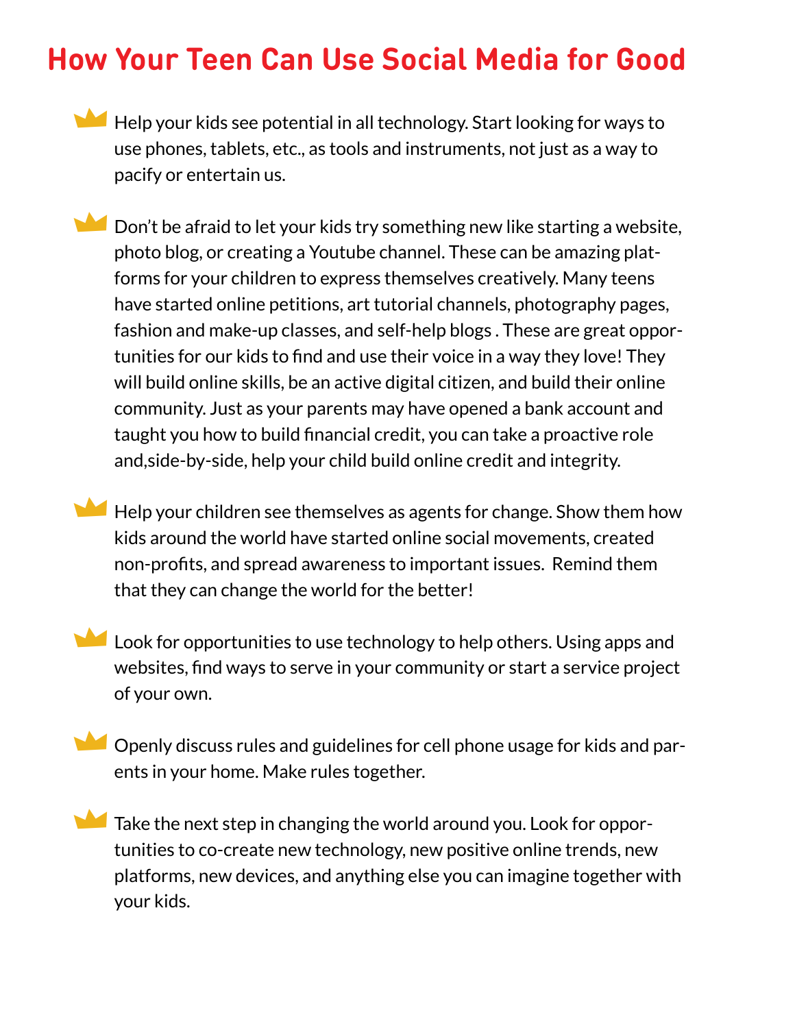# How Your Teen Can Use Social Media for Good

- Help your kids see potential in all technology. Start looking for ways to use phones, tablets, etc., as tools and instruments, not just as a way to pacify or entertain us.

- Don't be afraid to let your kids try something new like starting a website, photo blog, or creating a Youtube channel. These can be amazing platforms for your children to express themselves creatively. Many teens have started online petitions, art tutorial channels, photography pages, fashion and make-up classes, and self-help blogs . These are great opportunities for our kids to find and use their voice in a way they love! They will build online skills, be an active digital citizen, and build their online community. Just as your parents may have opened a bank account and taught you how to build financial credit, you can take a proactive role and,side-by-side, help your child build online credit and integrity.

- Help your children see themselves as agents for change. Show them how kids around the world have started online social movements, created non-profits, and spread awareness to important issues. Remind them that they can change the world for the better!

- Look for opportunities to use technology to help others. Using apps and websites, find ways to serve in your community or start a service project of your own.

- Openly discuss rules and guidelines for cell phone usage for kids and parents in your home. Make rules together.

- Take the next step in changing the world around you. Look for opportunities to co-create new technology, new positive online trends, new platforms, new devices, and anything else you can imagine together with your kids.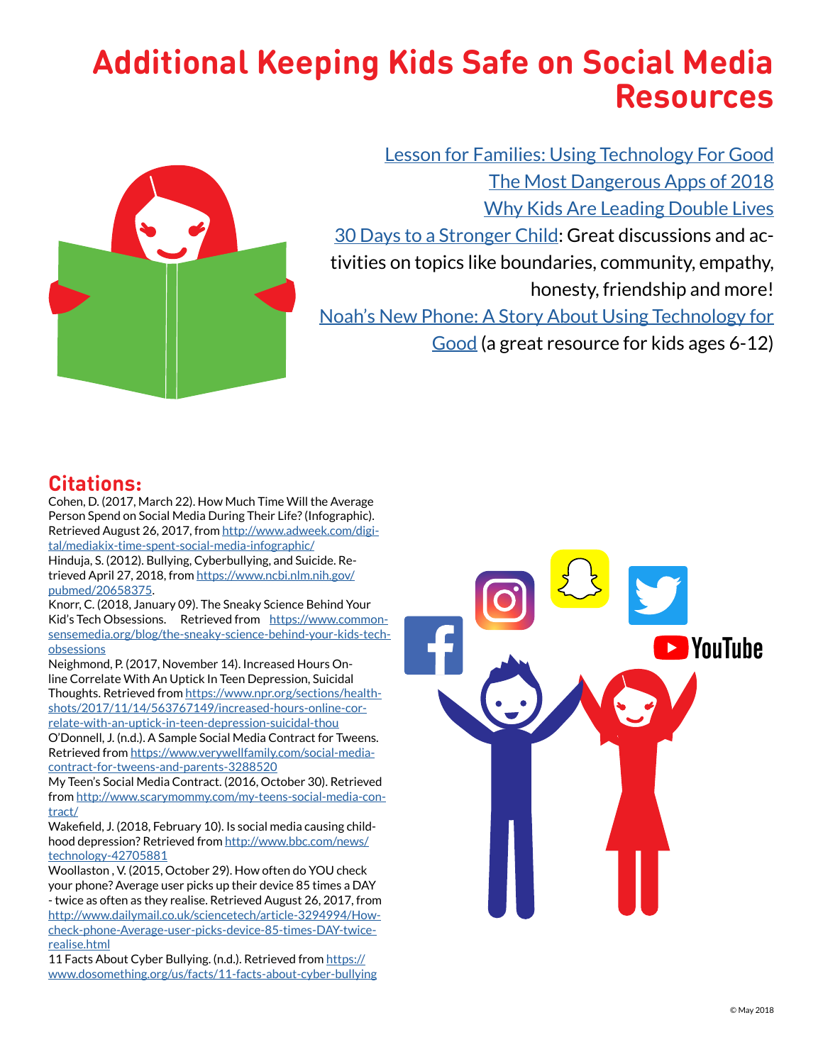# Additional Keeping Kids Safe on Social Media Resources

Lesson for Families: Using Technology For Good

The Most Dangerous Apps of 2018

Why Kids Are Leading Double Lives

30 Days to a Stronger Child: Great discussions and activities on topics like boundaries, community, empathy, honesty, friendship and more!

Noah's New Phone: A Story About Using Technology for Good (a great resource for kids ages 6-12)

## Citations:

Cohen, D. (2017, March 22). How Much Time Will the Average Person Spend on Social Media During Their Life? (Infographic). Retrieved August 26, 2017, from http://www.adweek.com/digital/mediakix-time-spent-social-media-infographic/

Hinduja, S. (2012). Bullying, Cyberbullying, and Suicide. Retrieved April 27, 2018, from https://www.ncbi.nlm.nih.gov/pubmed/20658375.

Knorr, C. (2018, January 09). The Sneaky Science Behind Your Kid's Tech Obsessions. Retrieved from https://www.commonsensemedia.org/blog/the-sneaky-science-behind-your-kids-tech-obsessions

Neighmond, P. (2017, November 14). Increased Hours Online Correlate With An Uptick In Teen Depression, Suicidal Thoughts. Retrieved from https://www.npr.org/sections/health-shots/2017/11/14/563767149/increased-hours-online-correlate-with-an-uptick-in-teen-depression-suicidal-thou

O'Donnell, J. (n.d.). A Sample Social Media Contract for Tweens. Retrieved from https://www.verywellfamily.com/social-media-contract-for-tweens-and-parents-3288520

My Teen's Social Media Contract. (2016, October 30). Retrieved from http://www.scarymommy.com/my-teens-social-media-contract/

Wakefield, J. (2018, February 10). Is social media causing childhood depression? Retrieved from http://www.bbc.com/news/technology-42705881

Woollaston , V. (2015, October 29). How often do YOU check your phone? Average user picks up their device 85 times a DAY - twice as often as they realise. Retrieved August 26, 2017, from http://www.dailymail.co.uk/sciencetech/article-3294994/How-check-phone-Average-user-picks-device-85-times-DAY-twice-realise.html

11 Facts About Cyber Bullying. (n.d.). Retrieved from https://www.dosomething.org/us/facts/11-facts-about-cyber-bullying

© May 2018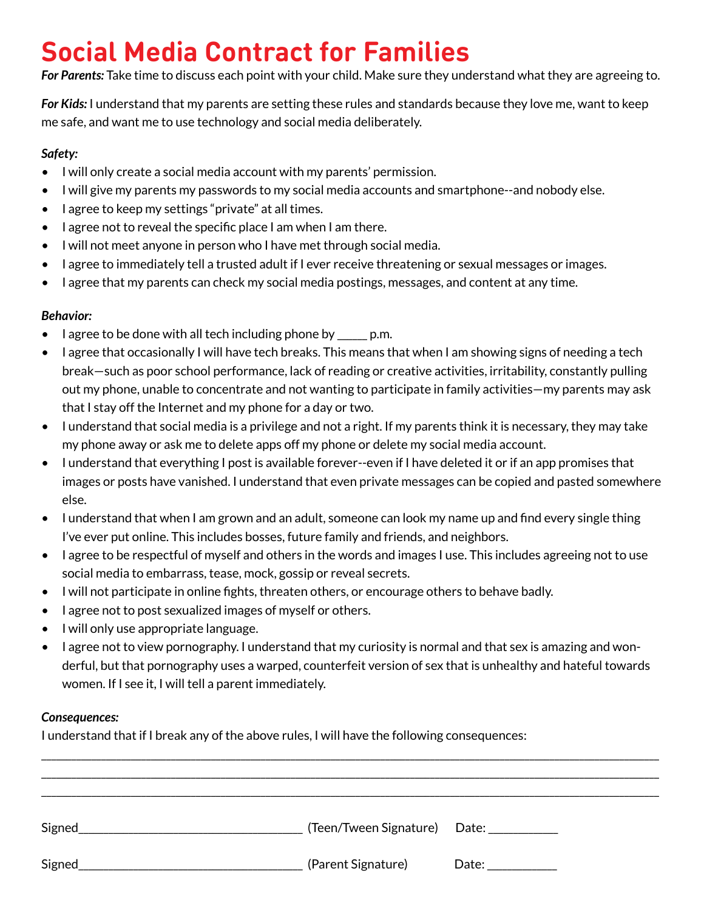# Social Media Contract for Families

***For Parents:*** Take time to discuss each point with your child. Make sure they understand what they are agreeing to.

***For Kids:*** I understand that my parents are setting these rules and standards because they love me, want to keep me safe, and want me to use technology and social media deliberately.

***Safety:***

- I will only create a social media account with my parents' permission.
- I will give my parents my passwords to my social media accounts and smartphone--and nobody else.
- I agree to keep my settings "private" at all times.
- I agree not to reveal the specific place I am when I am there.
- I will not meet anyone in person who I have met through social media.
- I agree to immediately tell a trusted adult if I ever receive threatening or sexual messages or images.
- I agree that my parents can check my social media postings, messages, and content at any time.

***Behavior:***

- I agree to be done with all tech including phone by _____ p.m.
- I agree that occasionally I will have tech breaks. This means that when I am showing signs of needing a tech break—such as poor school performance, lack of reading or creative activities, irritability, constantly pulling out my phone, unable to concentrate and not wanting to participate in family activities—my parents may ask that I stay off the Internet and my phone for a day or two.
- I understand that social media is a privilege and not a right. If my parents think it is necessary, they may take my phone away or ask me to delete apps off my phone or delete my social media account.
- I understand that everything I post is available forever--even if I have deleted it or if an app promises that images or posts have vanished. I understand that even private messages can be copied and pasted somewhere else.
- I understand that when I am grown and an adult, someone can look my name up and find every single thing I've ever put online. This includes bosses, future family and friends, and neighbors.
- I agree to be respectful of myself and others in the words and images I use. This includes agreeing not to use social media to embarrass, tease, mock, gossip or reveal secrets.
- I will not participate in online fights, threaten others, or encourage others to behave badly.
- I agree not to post sexualized images of myself or others.
- I will only use appropriate language.
- I agree not to view pornography. I understand that my curiosity is normal and that sex is amazing and wonderful, but that pornography uses a warped, counterfeit version of sex that is unhealthy and hateful towards women. If I see it, I will tell a parent immediately.

***Consequences:***

I understand that if I break any of the above rules, I will have the following consequences:

______________________________________________________________________________

______________________________________________________________________________

______________________________________________________________________________

Signed___________________________________ (Teen/Tween Signature) Date: ___________

Signed___________________________________ (Parent Signature) Date: ___________